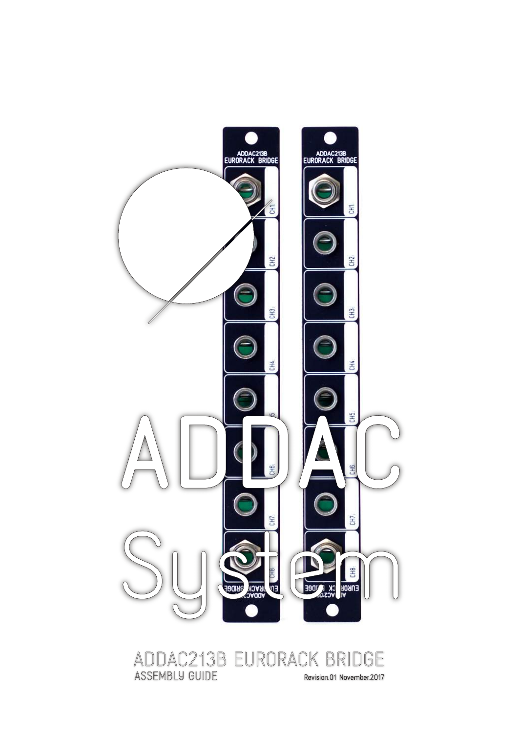# ADDAC System

## ADDAC213B EURORACK BRIDGE

ASSEMBLY GUIDE

Revision.01 November.2017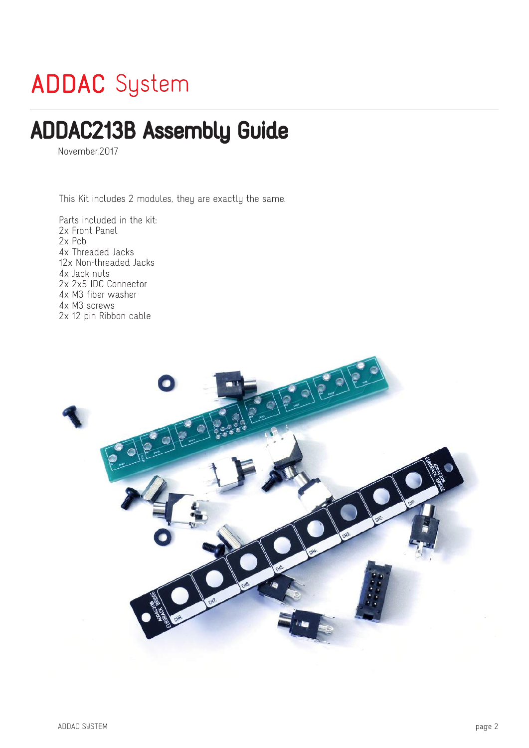ADDAC System

# ADDAC213B Assembly Guide

November.2017

This Kit includes 2 modules, they are exactly the same.

Parts included in the kit:
2x Front Panel
2x Pcb
4x Threaded Jacks
12x Non-threaded Jacks
4x Jack nuts
2x 2x5 IDC Connector
4x M3 fiber washer
4x M3 screws
2x 12 pin Ribbon cable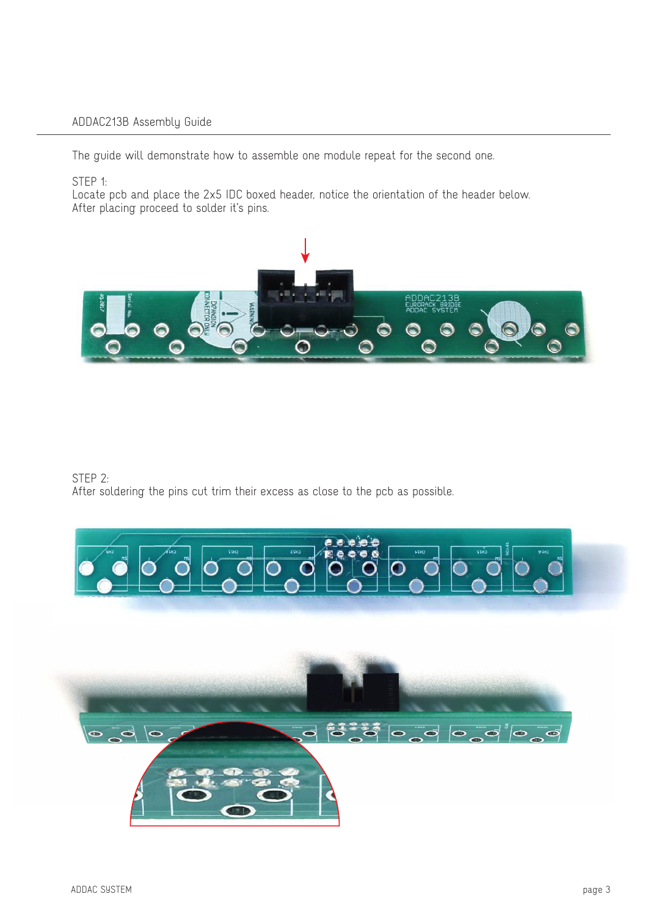The guide will demonstrate how to assemble one module repeat for the second one.

STEP 1:
Locate pcb and place the 2x5 IDC boxed header, notice the orientation of the header below.
After placing proceed to solder it's pins.

STEP 2:
After soldering the pins cut trim their excess as close to the pcb as possible.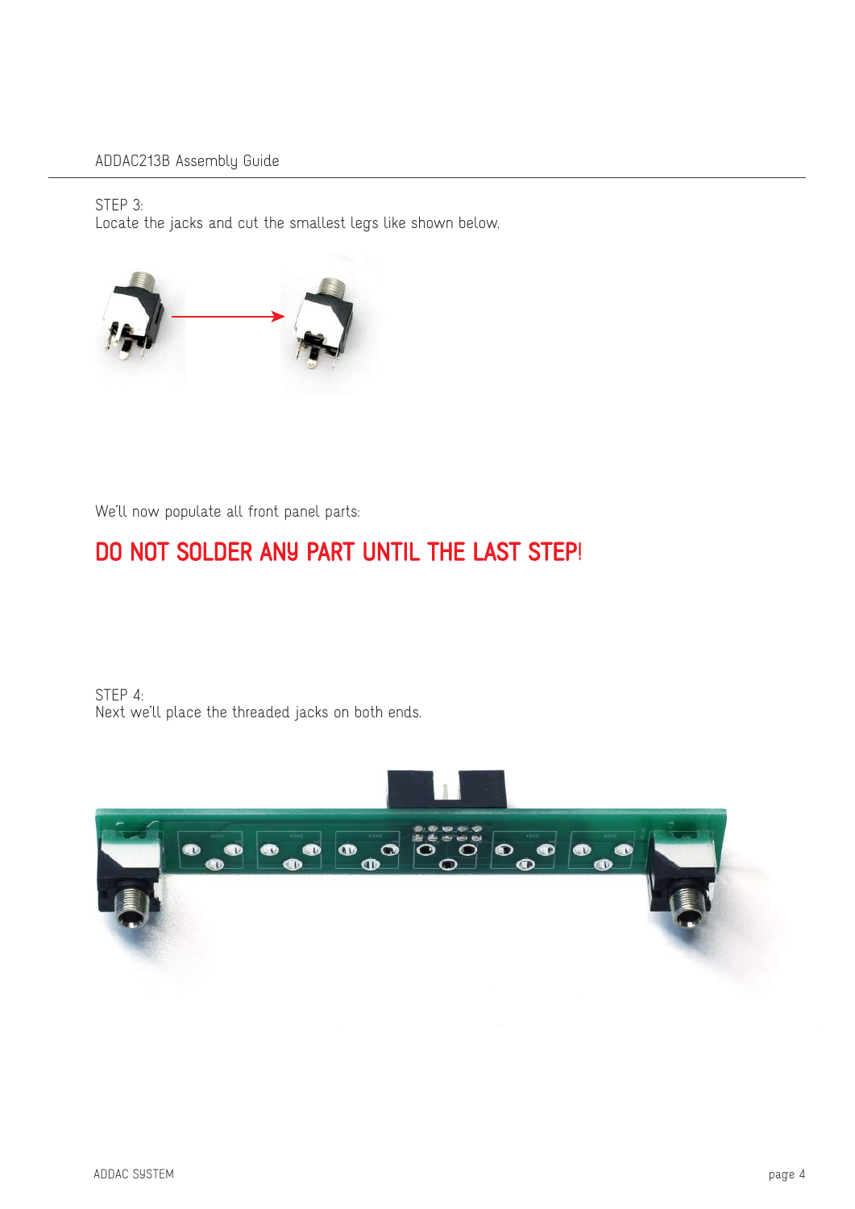STEP 3:
Locate the jacks and cut the smallest legs like shown below.

We'll now populate all front panel parts:

## DO NOT SOLDER ANY PART UNTIL THE LAST STEP!

STEP 4:
Next we'll place the threaded jacks on both ends.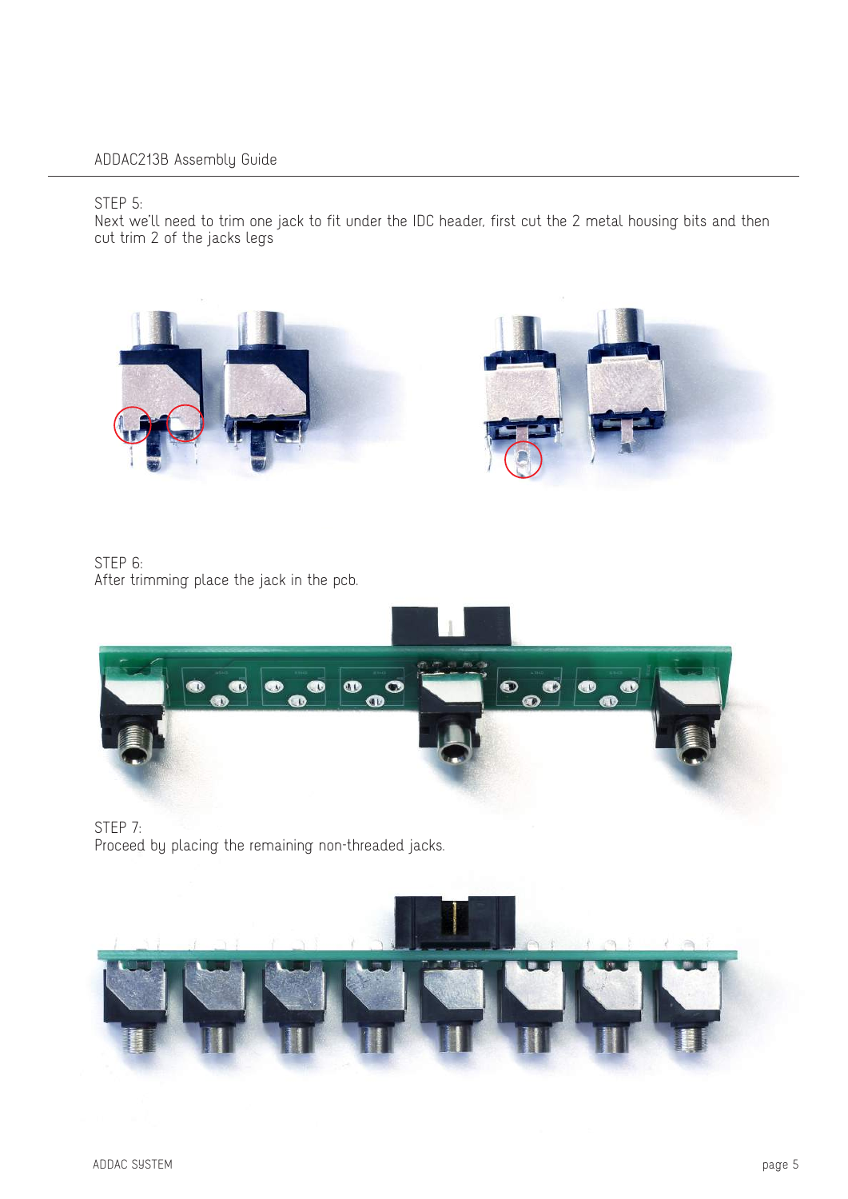STEP 5:
Next we'll need to trim one jack to fit under the IDC header, first cut the 2 metal housing bits and then cut trim 2 of the jacks legs

STEP 6:
After trimming place the jack in the pcb.

STEP 7:
Proceed by placing the remaining non-threaded jacks.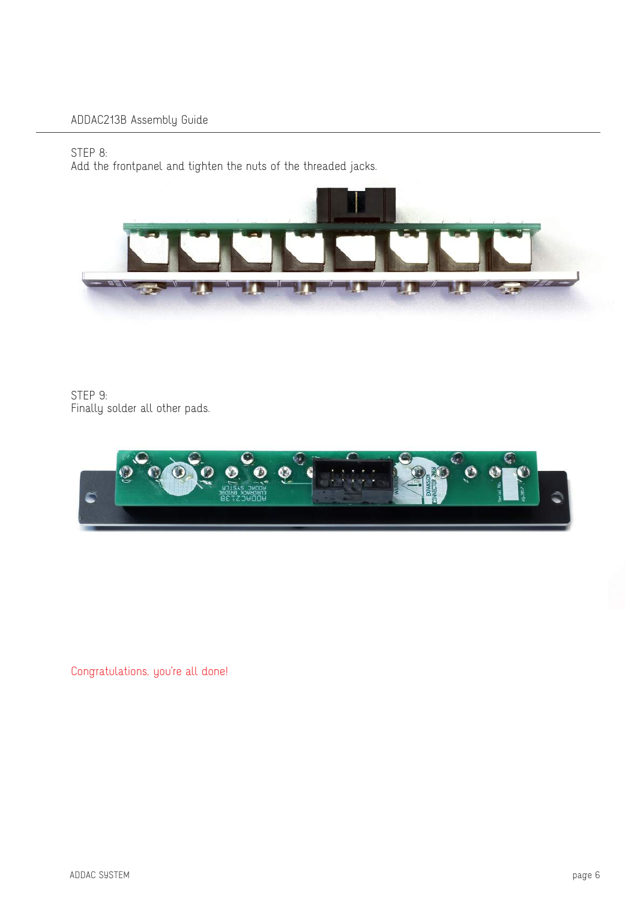STEP 8:
Add the frontpanel and tighten the nuts of the threaded jacks.

STEP 9:
Finally solder all other pads.

Congratulations, you're all done!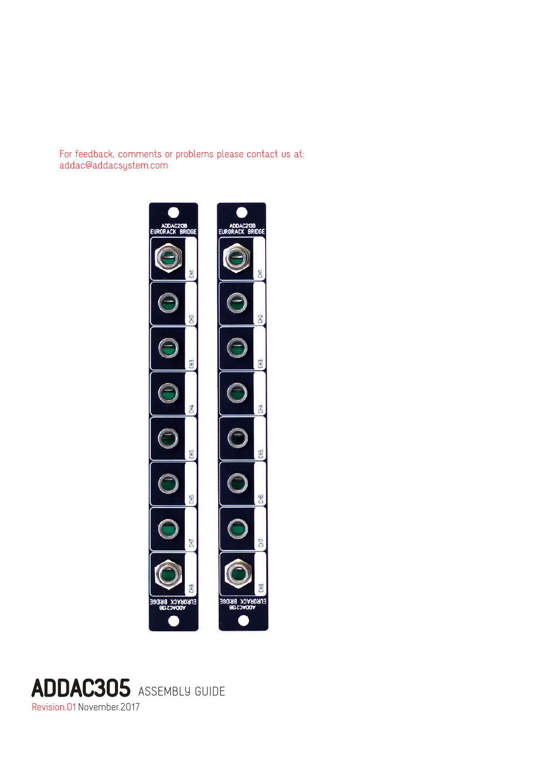For feedback, comments or problems please contact us at:
addac@addacsystem.com

# ADDAC305 ASSEMBLY GUIDE

Revision.01 November.2017